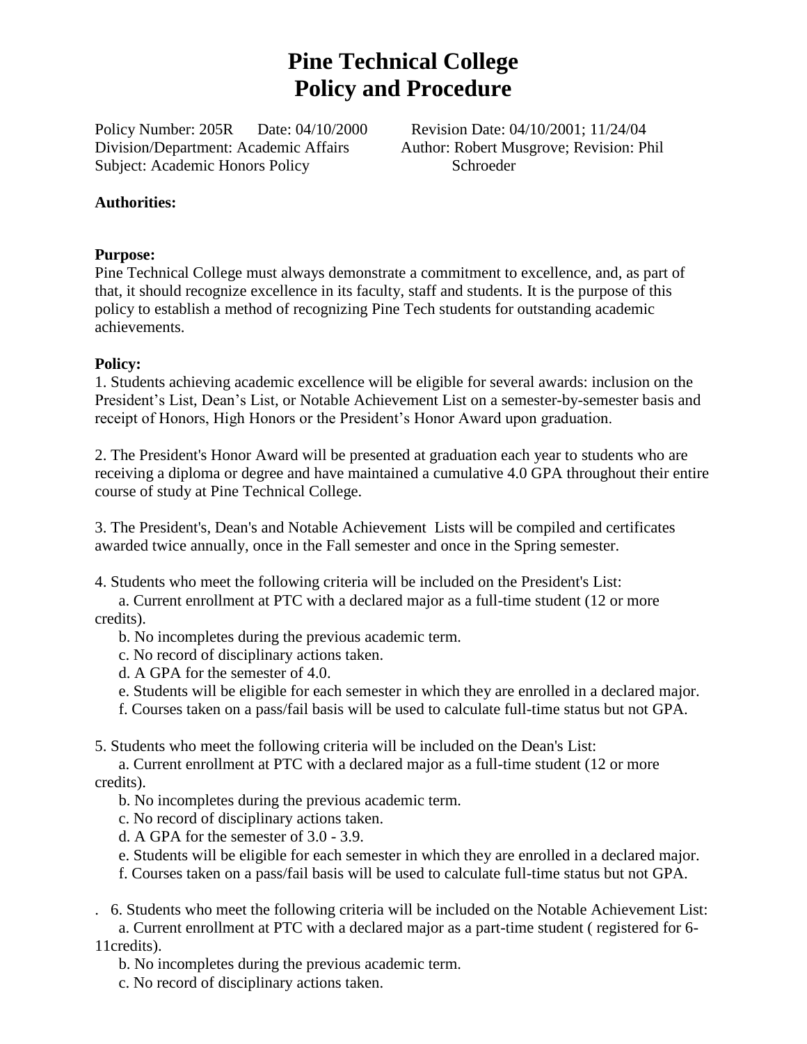# Pine Technical College
# Policy and Procedure

Policy Number: 205R  Date: 04/10/2000  Revision Date: 04/10/2001; 11/24/04
Division/Department: Academic Affairs  Author: Robert Musgrove; Revision: Phil Schroeder
Subject: Academic Honors Policy

**Authorities:**

**Purpose:**
Pine Technical College must always demonstrate a commitment to excellence, and, as part of that, it should recognize excellence in its faculty, staff and students. It is the purpose of this policy to establish a method of recognizing Pine Tech students for outstanding academic achievements.

**Policy:**
1. Students achieving academic excellence will be eligible for several awards: inclusion on the President's List, Dean's List, or Notable Achievement List on a semester-by-semester basis and receipt of Honors, High Honors or the President's Honor Award upon graduation.

2. The President's Honor Award will be presented at graduation each year to students who are receiving a diploma or degree and have maintained a cumulative 4.0 GPA throughout their entire course of study at Pine Technical College.

3. The President's, Dean's and Notable Achievement Lists will be compiled and certificates awarded twice annually, once in the Fall semester and once in the Spring semester.

4. Students who meet the following criteria will be included on the President's List:
   a. Current enrollment at PTC with a declared major as a full-time student (12 or more credits).
   b. No incompletes during the previous academic term.
   c. No record of disciplinary actions taken.
   d. A GPA for the semester of 4.0.
   e. Students will be eligible for each semester in which they are enrolled in a declared major.
   f. Courses taken on a pass/fail basis will be used to calculate full-time status but not GPA.

5. Students who meet the following criteria will be included on the Dean's List:
   a. Current enrollment at PTC with a declared major as a full-time student (12 or more credits).
   b. No incompletes during the previous academic term.
   c. No record of disciplinary actions taken.
   d. A GPA for the semester of 3.0 - 3.9.
   e. Students will be eligible for each semester in which they are enrolled in a declared major.
   f. Courses taken on a pass/fail basis will be used to calculate full-time status but not GPA.

6. Students who meet the following criteria will be included on the Notable Achievement List:
   a. Current enrollment at PTC with a declared major as a part-time student ( registered for 6-11credits).
   b. No incompletes during the previous academic term.
   c. No record of disciplinary actions taken.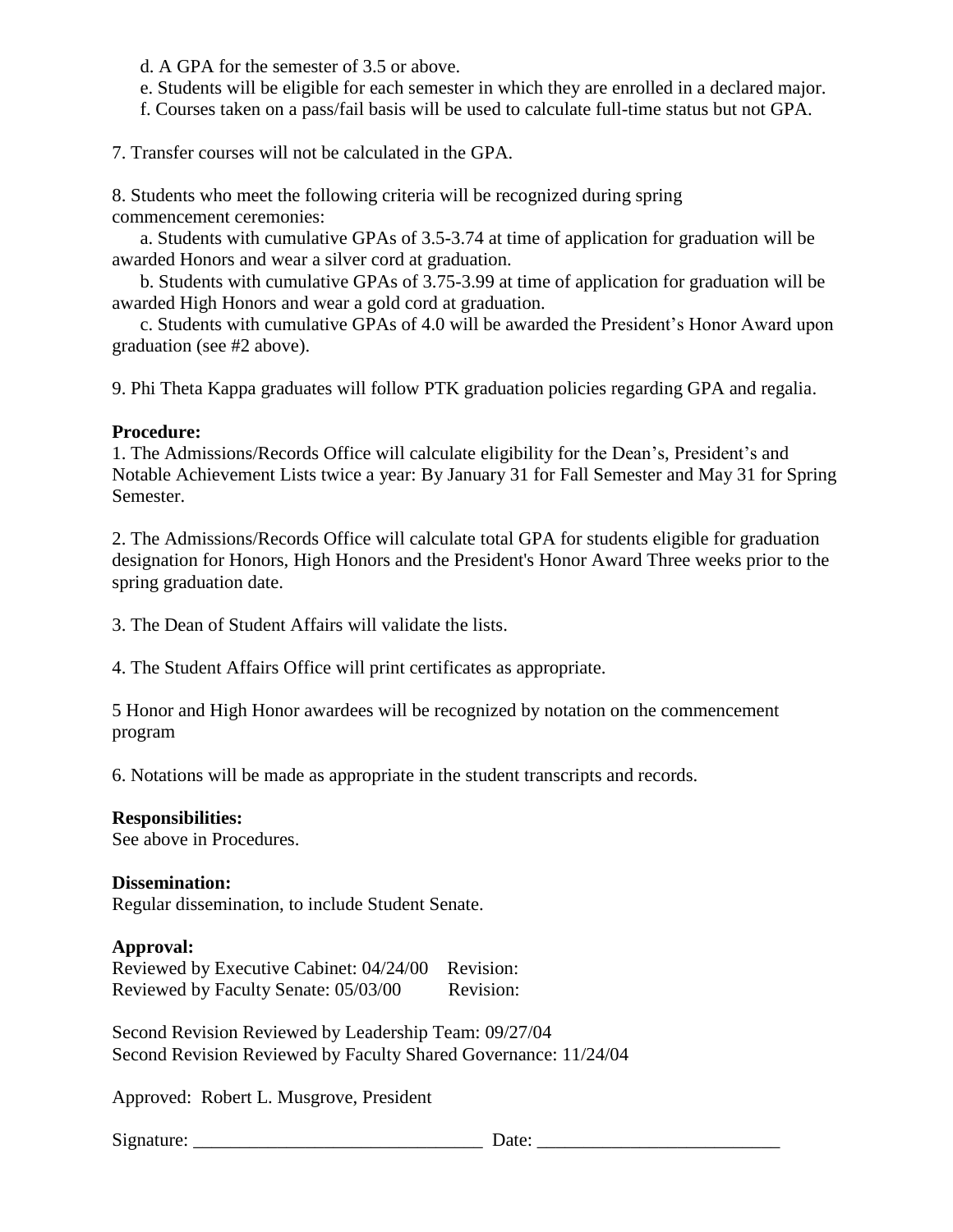d. A GPA for the semester of 3.5 or above.

e. Students will be eligible for each semester in which they are enrolled in a declared major.

f. Courses taken on a pass/fail basis will be used to calculate full-time status but not GPA.

7. Transfer courses will not be calculated in the GPA.

8. Students who meet the following criteria will be recognized during spring commencement ceremonies:

   a. Students with cumulative GPAs of 3.5-3.74 at time of application for graduation will be awarded Honors and wear a silver cord at graduation.

   b. Students with cumulative GPAs of 3.75-3.99 at time of application for graduation will be awarded High Honors and wear a gold cord at graduation.

   c. Students with cumulative GPAs of 4.0 will be awarded the President's Honor Award upon graduation (see #2 above).

9. Phi Theta Kappa graduates will follow PTK graduation policies regarding GPA and regalia.

**Procedure:**

1. The Admissions/Records Office will calculate eligibility for the Dean's, President's and Notable Achievement Lists twice a year: By January 31 for Fall Semester and May 31 for Spring Semester.

2. The Admissions/Records Office will calculate total GPA for students eligible for graduation designation for Honors, High Honors and the President's Honor Award Three weeks prior to the spring graduation date.

3. The Dean of Student Affairs will validate the lists.

4. The Student Affairs Office will print certificates as appropriate.

5 Honor and High Honor awardees will be recognized by notation on the commencement program

6. Notations will be made as appropriate in the student transcripts and records.

**Responsibilities:**

See above in Procedures.

**Dissemination:**

Regular dissemination, to include Student Senate.

**Approval:**

Reviewed by Executive Cabinet: 04/24/00 Revision:

Reviewed by Faculty Senate: 05/03/00 Revision:

Second Revision Reviewed by Leadership Team: 09/27/04

Second Revision Reviewed by Faculty Shared Governance: 11/24/04

Approved: Robert L. Musgrove, President

Signature: ______________________________ Date: _________________________